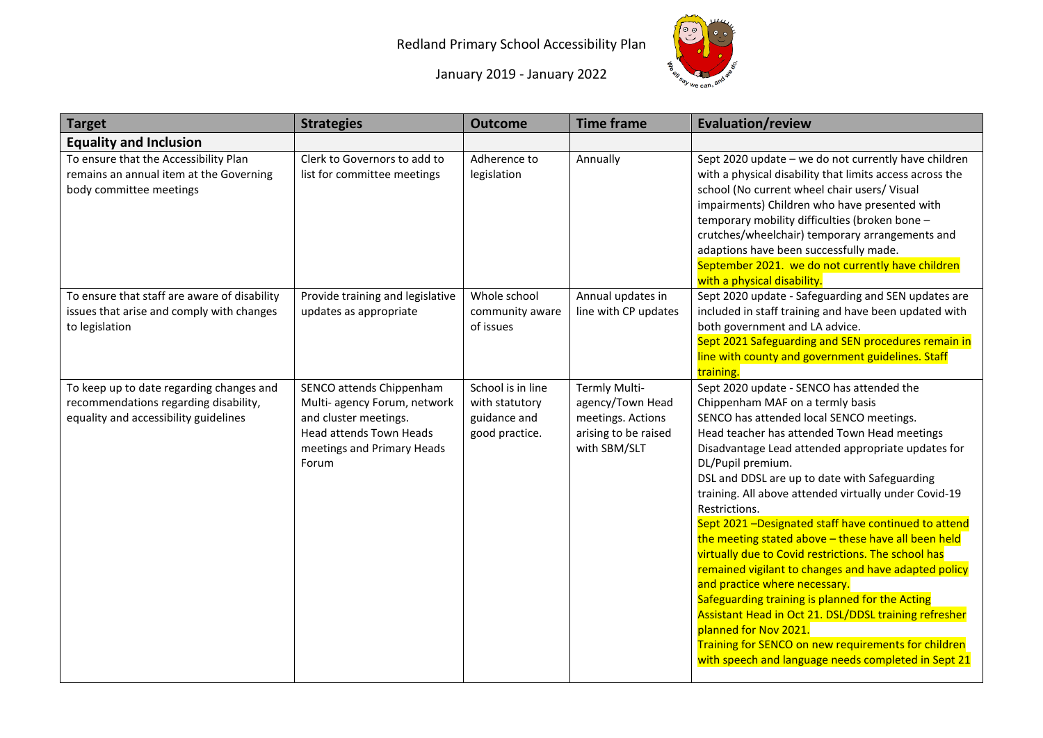# Redland Primary School Accessibility Plan

January 2019 - January 2022

| Target | Strategies | Outcome | Time frame | Evaluation/review |
|---|---|---|---|---|
| **Equality and Inclusion** | | | | |
| To ensure that the Accessibility Plan remains an annual item at the Governing body committee meetings | Clerk to Governors to add to list for committee meetings | Adherence to legislation | Annually | Sept 2020 update – we do not currently have children with a physical disability that limits access across the school (No current wheel chair users/ Visual impairments) Children who have presented with temporary mobility difficulties (broken bone – crutches/wheelchair) temporary arrangements and adaptions have been successfully made.<br>September 2021. we do not currently have children with a physical disability. |
| To ensure that staff are aware of disability issues that arise and comply with changes to legislation | Provide training and legislative updates as appropriate | Whole school community aware of issues | Annual updates in line with CP updates | Sept 2020 update - Safeguarding and SEN updates are included in staff training and have been updated with both government and LA advice.<br>Sept 2021 Safeguarding and SEN procedures remain in line with county and government guidelines. Staff training. |
| To keep up to date regarding changes and recommendations regarding disability, equality and accessibility guidelines | SENCO attends Chippenham Multi- agency Forum, network and cluster meetings.<br>Head attends Town Heads meetings and Primary Heads Forum | School is in line with statutory guidance and good practice. | Termly Multi-agency/Town Head meetings. Actions arising to be raised with SBM/SLT | Sept 2020 update - SENCO has attended the Chippenham MAF on a termly basis<br>SENCO has attended local SENCO meetings.<br>Head teacher has attended Town Head meetings<br>Disadvantage Lead attended appropriate updates for DL/Pupil premium.<br>DSL and DDSL are up to date with Safeguarding training. All above attended virtually under Covid-19 Restrictions.<br>Sept 2021 –Designated staff have continued to attend the meeting stated above – these have all been held virtually due to Covid restrictions. The school has remained vigilant to changes and have adapted policy and practice where necessary.<br>Safeguarding training is planned for the Acting Assistant Head in Oct 21. DSL/DDSL training refresher planned for Nov 2021.<br>Training for SENCO on new requirements for children with speech and language needs completed in Sept 21 |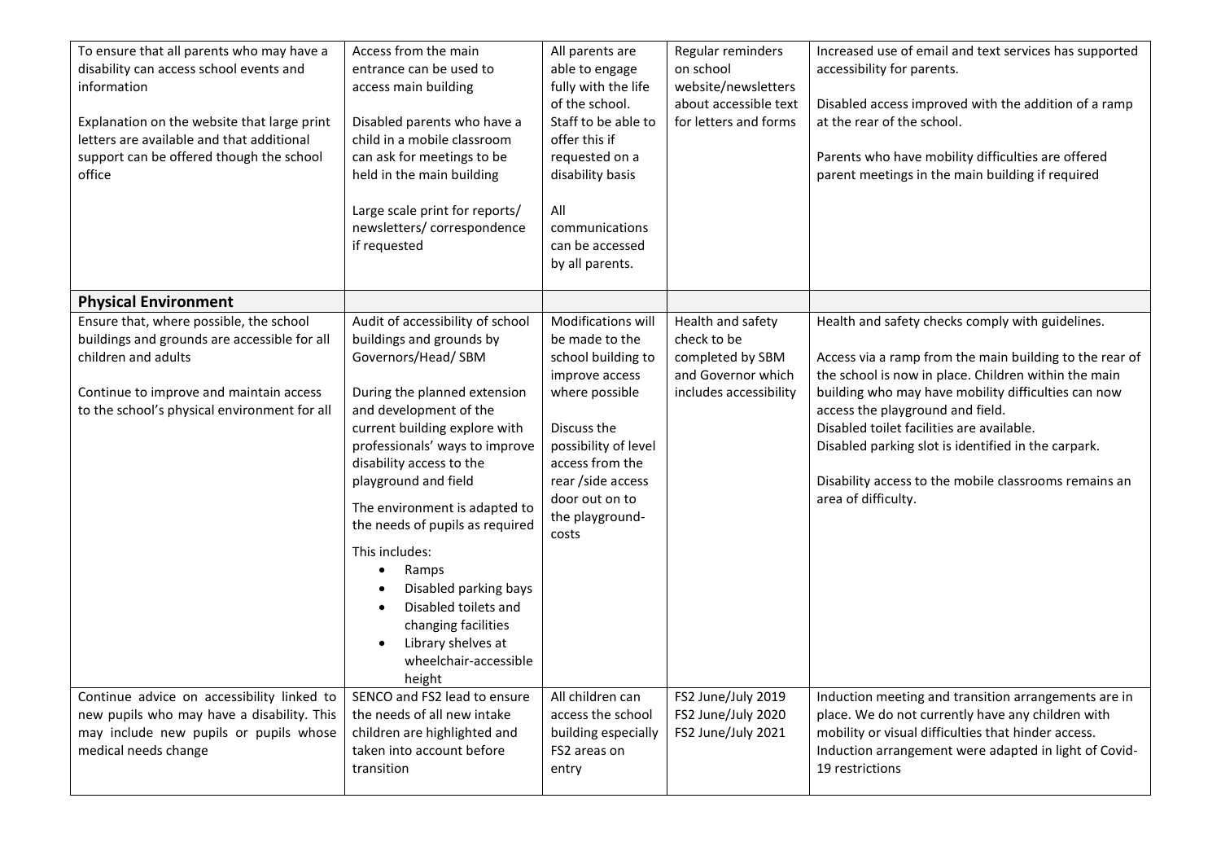| | | | | |
|---|---|---|---|---|
| To ensure that all parents who may have a disability can access school events and information<br><br>Explanation on the website that large print letters are available and that additional support can be offered though the school office | Access from the main entrance can be used to access main building<br><br>Disabled parents who have a child in a mobile classroom can ask for meetings to be held in the main building<br><br>Large scale print for reports/ newsletters/ correspondence if requested | All parents are able to engage fully with the life of the school. Staff to be able to offer this if requested on a disability basis<br><br>All communications can be accessed by all parents. | Regular reminders on school website/newsletters about accessible text for letters and forms | Increased use of email and text services has supported accessibility for parents.<br><br>Disabled access improved with the addition of a ramp at the rear of the school.<br><br>Parents who have mobility difficulties are offered parent meetings in the main building if required |
| **Physical Environment** | | | | |
| Ensure that, where possible, the school buildings and grounds are accessible for all children and adults<br><br>Continue to improve and maintain access to the school's physical environment for all | Audit of accessibility of school buildings and grounds by Governors/Head/ SBM<br><br>During the planned extension and development of the current building explore with professionals' ways to improve disability access to the playground and field<br><br>The environment is adapted to the needs of pupils as required<br><br>This includes:<br>• Ramps<br>• Disabled parking bays<br>• Disabled toilets and changing facilities<br>• Library shelves at wheelchair-accessible height | Modifications will be made to the school building to improve access where possible<br><br>Discuss the possibility of level access from the rear /side access door out on to the playground- costs | Health and safety check to be completed by SBM and Governor which includes accessibility | Health and safety checks comply with guidelines.<br><br>Access via a ramp from the main building to the rear of the school is now in place. Children within the main building who may have mobility difficulties can now access the playground and field.<br>Disabled toilet facilities are available.<br>Disabled parking slot is identified in the carpark.<br><br>Disability access to the mobile classrooms remains an area of difficulty. |
| Continue advice on accessibility linked to new pupils who may have a disability. This may include new pupils or pupils whose medical needs change | SENCO and FS2 lead to ensure the needs of all new intake children are highlighted and taken into account before transition | All children can access the school building especially FS2 areas on entry | FS2 June/July 2019<br>FS2 June/July 2020<br>FS2 June/July 2021 | Induction meeting and transition arrangements are in place. We do not currently have any children with mobility or visual difficulties that hinder access. Induction arrangement were adapted in light of Covid-19 restrictions |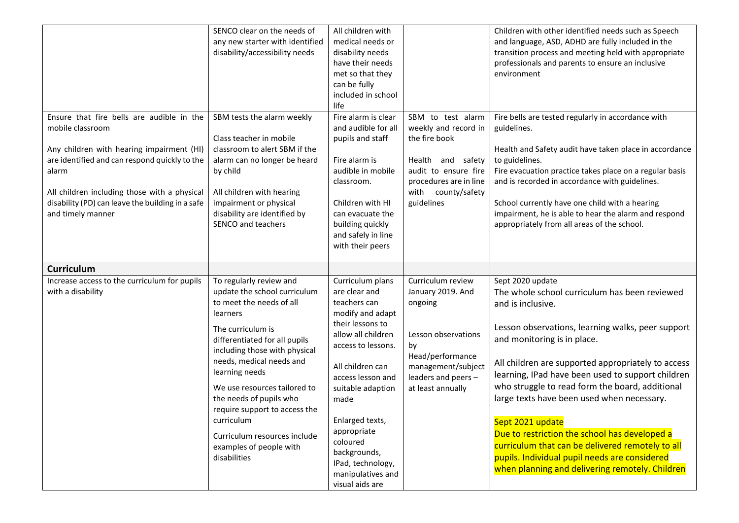| | | | | |
|---|---|---|---|---|
| | SENCO clear on the needs of any new starter with identified disability/accessibility needs | All children with medical needs or disability needs have their needs met so that they can be fully included in school life | | Children with other identified needs such as Speech and language, ASD, ADHD are fully included in the transition process and meeting held with appropriate professionals and parents to ensure an inclusive environment |
| Ensure that fire bells are audible in the mobile classroom<br><br>Any children with hearing impairment (HI) are identified and can respond quickly to the alarm<br><br>All children including those with a physical disability (PD) can leave the building in a safe and timely manner | SBM tests the alarm weekly<br><br>Class teacher in mobile classroom to alert SBM if the alarm can no longer be heard by child<br><br>All children with hearing impairment or physical disability are identified by SENCO and teachers | Fire alarm is clear and audible for all pupils and staff<br><br>Fire alarm is audible in mobile classroom.<br><br>Children with HI can evacuate the building quickly and safely in line with their peers | SBM to test alarm weekly and record in the fire book<br><br>Health and safety audit to ensure fire procedures are in line with county/safety guidelines | Fire bells are tested regularly in accordance with guidelines.<br><br>Health and Safety audit have taken place in accordance to guidelines.<br>Fire evacuation practice takes place on a regular basis and is recorded in accordance with guidelines.<br><br>School currently have one child with a hearing impairment, he is able to hear the alarm and respond appropriately from all areas of the school. |
| **Curriculum** | | | | |
| Increase access to the curriculum for pupils with a disability | To regularly review and update the school curriculum to meet the needs of all learners<br><br>The curriculum is differentiated for all pupils including those with physical needs, medical needs and learning needs<br><br>We use resources tailored to the needs of pupils who require support to access the curriculum<br><br>Curriculum resources include examples of people with disabilities | Curriculum plans are clear and teachers can modify and adapt their lessons to allow all children access to lessons.<br><br>All children can access lesson and suitable adaption made<br><br>Enlarged texts, appropriate coloured backgrounds, IPad, technology, manipulatives and visual aids are | Curriculum review January 2019. And ongoing<br><br>Lesson observations by Head/performance management/subject leaders and peers – at least annually | Sept 2020 update<br>The whole school curriculum has been reviewed and is inclusive.<br><br>Lesson observations, learning walks, peer support and monitoring is in place.<br><br>All children are supported appropriately to access learning, IPad have been used to support children who struggle to read form the board, additional large texts have been used when necessary.<br><br>Sept 2021 update<br>Due to restriction the school has developed a curriculum that can be delivered remotely to all pupils. Individual pupil needs are considered when planning and delivering remotely. Children |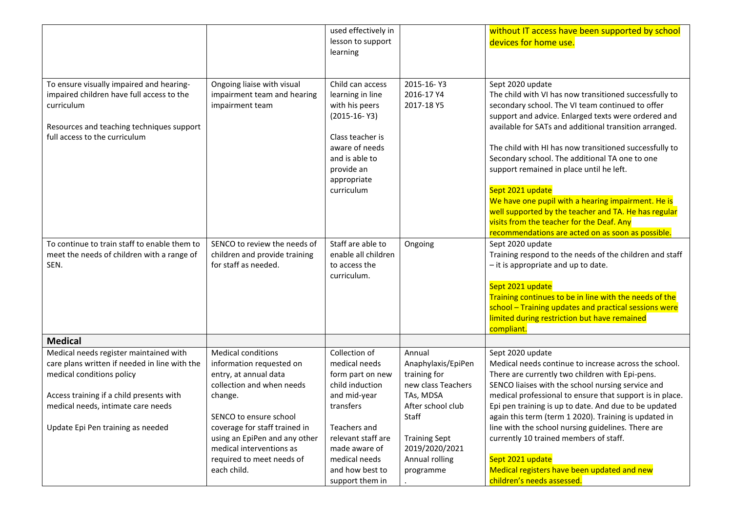| | | | | |
|---|---|---|---|---|
| | | used effectively in lesson to support learning | | without IT access have been supported by school devices for home use. |
| To ensure visually impaired and hearing-impaired children have full access to the curriculum<br><br>Resources and teaching techniques support full access to the curriculum | Ongoing liaise with visual impairment team and hearing impairment team | Child can access learning in line with his peers (2015-16- Y3)<br><br>Class teacher is aware of needs and is able to provide an appropriate curriculum | 2015-16- Y3<br>2016-17 Y4<br>2017-18 Y5 | Sept 2020 update<br>The child with VI has now transitioned successfully to secondary school. The VI team continued to offer support and advice. Enlarged texts were ordered and available for SATs and additional transition arranged.<br><br>The child with HI has now transitioned successfully to Secondary school. The additional TA one to one support remained in place until he left.<br><br>Sept 2021 update<br>We have one pupil with a hearing impairment. He is well supported by the teacher and TA. He has regular visits from the teacher for the Deaf. Any recommendations are acted on as soon as possible. |
| To continue to train staff to enable them to meet the needs of children with a range of SEN. | SENCO to review the needs of children and provide training for staff as needed. | Staff are able to enable all children to access the curriculum. | Ongoing | Sept 2020 update<br>Training respond to the needs of the children and staff – it is appropriate and up to date.<br><br>Sept 2021 update<br>Training continues to be in line with the needs of the school – Training updates and practical sessions were limited during restriction but have remained compliant. |
| **Medical** | | | | |
| Medical needs register maintained with care plans written if needed in line with the medical conditions policy<br><br>Access training if a child presents with medical needs, intimate care needs<br><br>Update Epi Pen training as needed | Medical conditions information requested on entry, at annual data collection and when needs change.<br><br>SENCO to ensure school coverage for staff trained in using an EpiPen and any other medical interventions as required to meet needs of each child. | Collection of medical needs form part on new child induction and mid-year transfers<br><br>Teachers and relevant staff are made aware of medical needs and how best to support them in | Annual Anaphylaxis/EpiPen training for new class Teachers TAs, MDSA After school club Staff<br><br>Training Sept 2019/2020/2021 Annual rolling programme<br>. | Sept 2020 update<br>Medical needs continue to increase across the school. There are currently two children with Epi-pens. SENCO liaises with the school nursing service and medical professional to ensure that support is in place. Epi pen training is up to date. And due to be updated again this term (term 1 2020). Training is updated in line with the school nursing guidelines. There are currently 10 trained members of staff.<br><br>Sept 2021 update<br>Medical registers have been updated and new children's needs assessed. |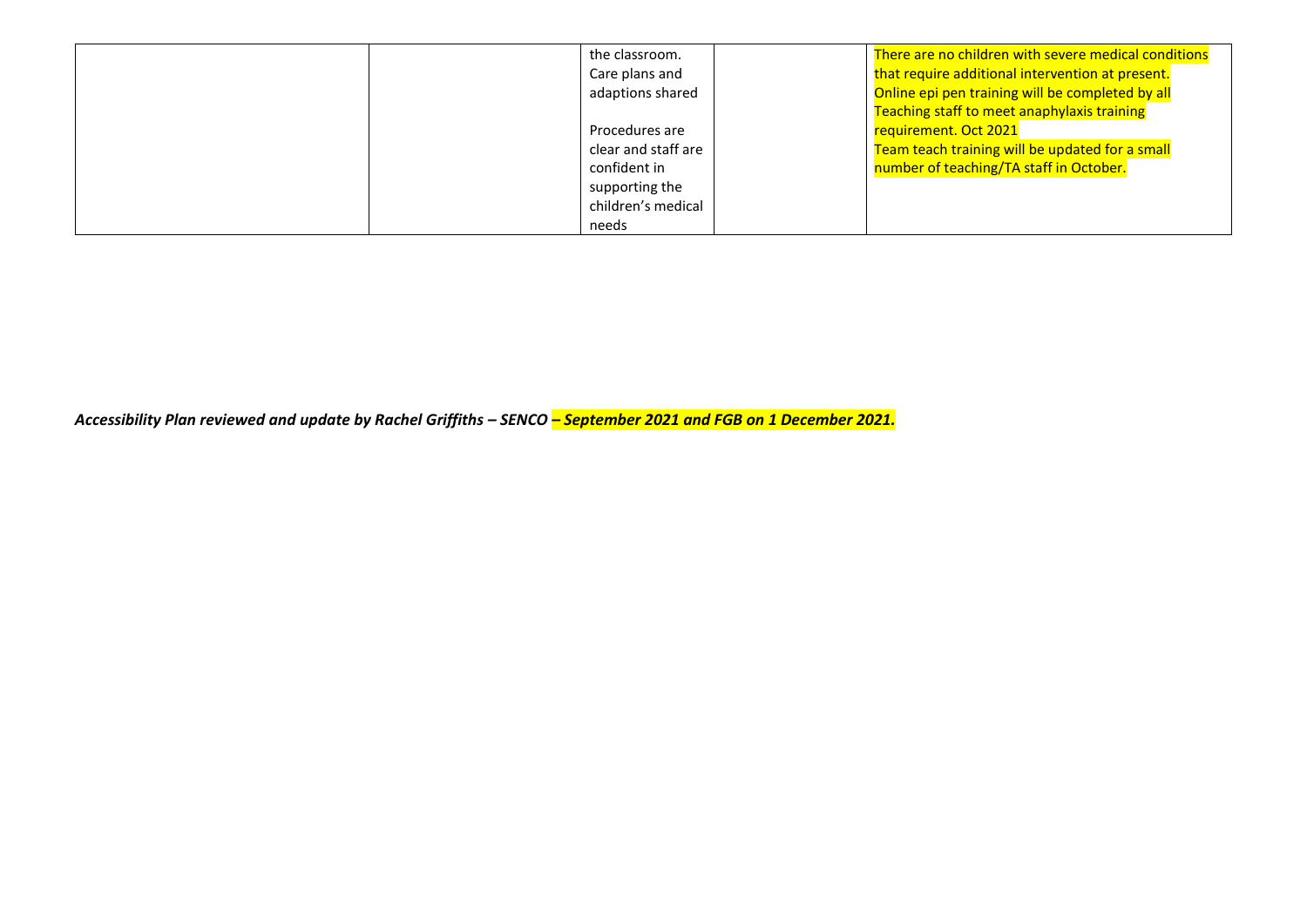| | | | | |
|---|---|---|---|---|
| | | the classroom. Care plans and adaptions shared<br><br>Procedures are clear and staff are confident in supporting the children's medical needs | | There are no children with severe medical conditions that require additional intervention at present. Online epi pen training will be completed by all Teaching staff to meet anaphylaxis training requirement. Oct 2021<br>Team teach training will be updated for a small number of teaching/TA staff in October. |

***Accessibility Plan reviewed and update by Rachel Griffiths – SENCO – September 2021 and FGB on 1 December 2021.***